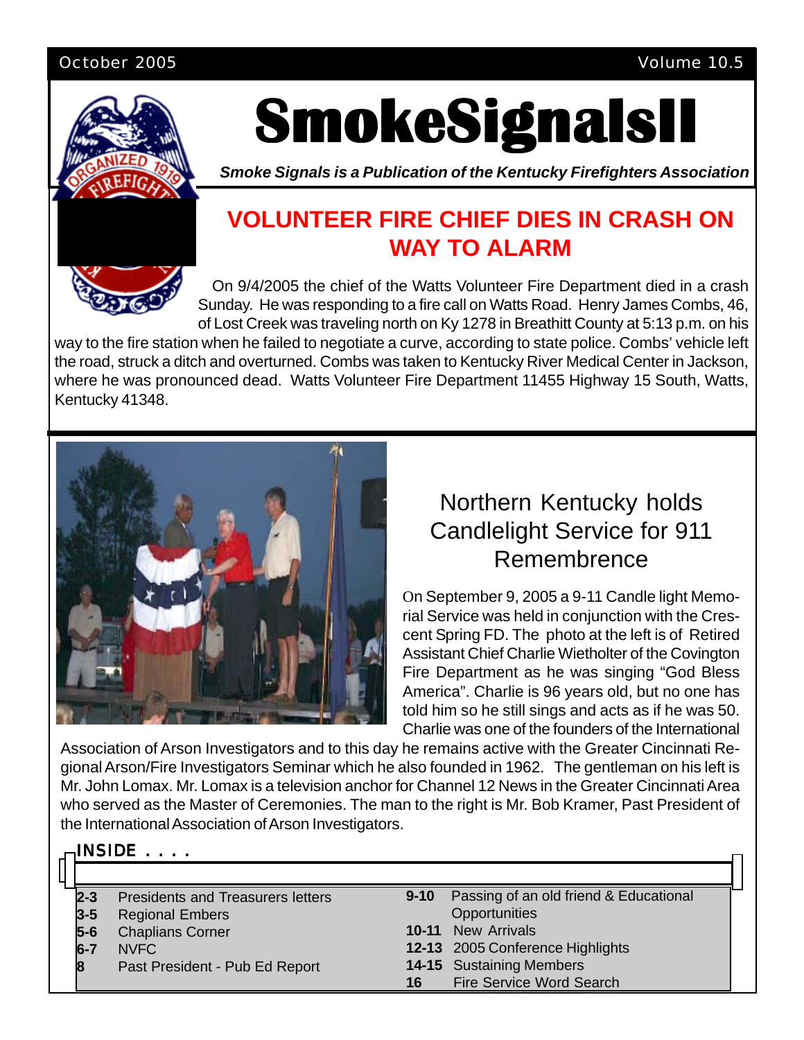October 2005 Volume 10.5

# SmokeSignalsII

***Smoke Signals is a Publication of the Kentucky Firefighters Association***

## VOLUNTEER FIRE CHIEF DIES IN CRASH ON WAY TO ALARM

On 9/4/2005 the chief of the Watts Volunteer Fire Department died in a crash Sunday. He was responding to a fire call on Watts Road. Henry James Combs, 46, of Lost Creek was traveling north on Ky 1278 in Breathitt County at 5:13 p.m. on his way to the fire station when he failed to negotiate a curve, according to state police. Combs' vehicle left the road, struck a ditch and overturned. Combs was taken to Kentucky River Medical Center in Jackson, where he was pronounced dead. Watts Volunteer Fire Department 11455 Highway 15 South, Watts, Kentucky 41348.

## Northern Kentucky holds Candlelight Service for 911 Remembrence

On September 9, 2005 a 9-11 Candle light Memorial Service was held in conjunction with the Crescent Spring FD. The photo at the left is of Retired Assistant Chief Charlie Wietholter of the Covington Fire Department as he was singing "God Bless America". Charlie is 96 years old, but no one has told him so he still sings and acts as if he was 50. Charlie was one of the founders of the International Association of Arson Investigators and to this day he remains active with the Greater Cincinnati Regional Arson/Fire Investigators Seminar which he also founded in 1962. The gentleman on his left is Mr. John Lomax. Mr. Lomax is a television anchor for Channel 12 News in the Greater Cincinnati Area who served as the Master of Ceremonies. The man to the right is Mr. Bob Kramer, Past President of the International Association of Arson Investigators.

### INSIDE . . . .

- **2-3** Presidents and Treasurers letters
- **3-5** Regional Embers
- **5-6** Chaplians Corner
- **6-7** NVFC
- **8** Past President - Pub Ed Report
- **9-10** Passing of an old friend & Educational Opportunities
- **10-11** New Arrivals
- **12-13** 2005 Conference Highlights
- **14-15** Sustaining Members
- **16** Fire Service Word Search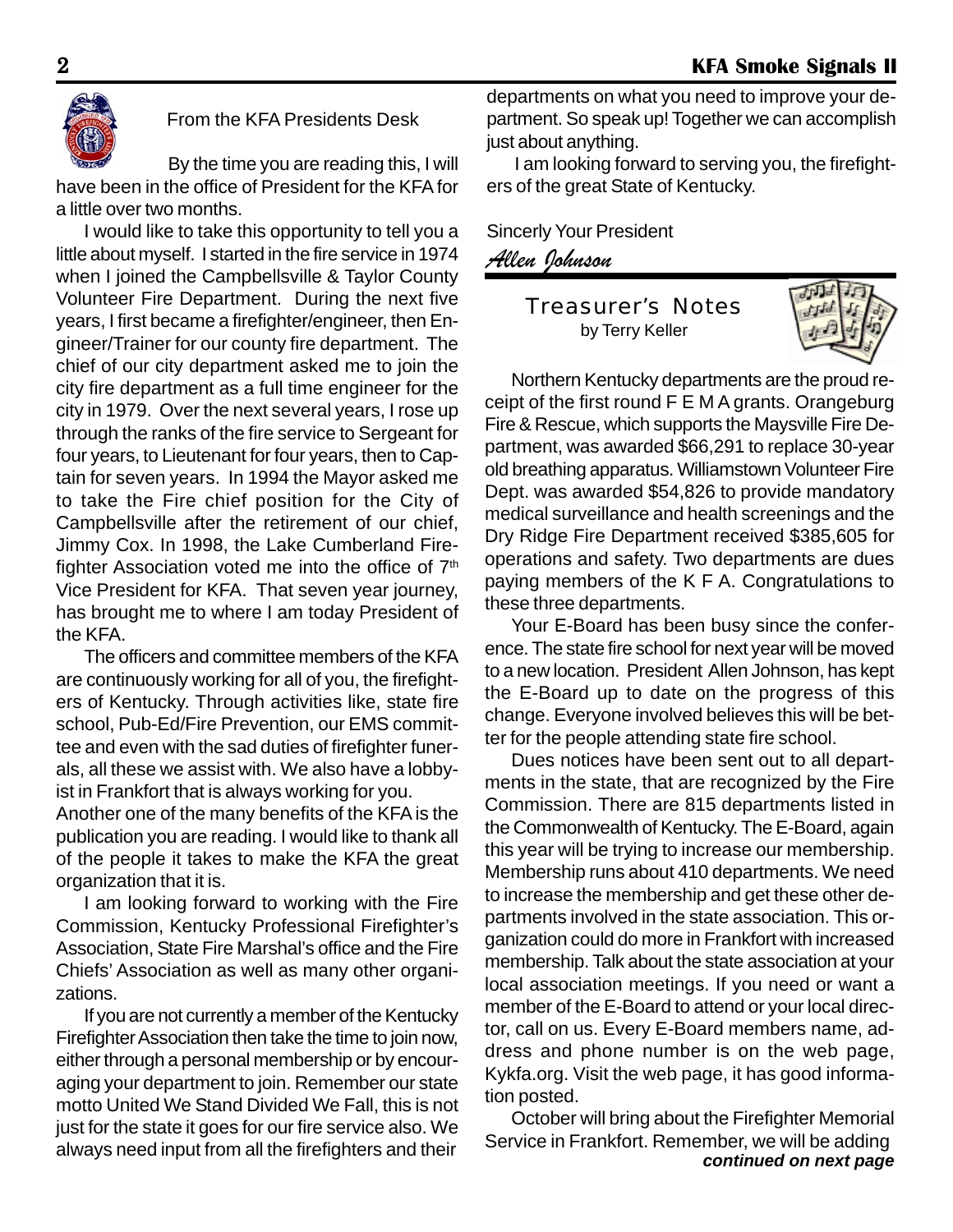## From the KFA Presidents Desk

By the time you are reading this, I will have been in the office of President for the KFA for a little over two months.

I would like to take this opportunity to tell you a little about myself. I started in the fire service in 1974 when I joined the Campbellsville & Taylor County Volunteer Fire Department. During the next five years, I first became a firefighter/engineer, then Engineer/Trainer for our county fire department. The chief of our city department asked me to join the city fire department as a full time engineer for the city in 1979. Over the next several years, I rose up through the ranks of the fire service to Sergeant for four years, to Lieutenant for four years, then to Captain for seven years. In 1994 the Mayor asked me to take the Fire chief position for the City of Campbellsville after the retirement of our chief, Jimmy Cox. In 1998, the Lake Cumberland Firefighter Association voted me into the office of 7th Vice President for KFA. That seven year journey, has brought me to where I am today President of the KFA.

The officers and committee members of the KFA are continuously working for all of you, the firefighters of Kentucky. Through activities like, state fire school, Pub-Ed/Fire Prevention, our EMS committee and even with the sad duties of firefighter funerals, all these we assist with. We also have a lobbyist in Frankfort that is always working for you.

Another one of the many benefits of the KFA is the publication you are reading. I would like to thank all of the people it takes to make the KFA the great organization that it is.

I am looking forward to working with the Fire Commission, Kentucky Professional Firefighter's Association, State Fire Marshal's office and the Fire Chiefs' Association as well as many other organizations.

If you are not currently a member of the Kentucky Firefighter Association then take the time to join now, either through a personal membership or by encouraging your department to join. Remember our state motto United We Stand Divided We Fall, this is not just for the state it goes for our fire service also. We always need input from all the firefighters and their departments on what you need to improve your department. So speak up! Together we can accomplish just about anything.

I am looking forward to serving you, the firefighters of the great State of Kentucky.

Sincerly Your President

*Allen Johnson*

## Treasurer's Notes

by Terry Keller

Northern Kentucky departments are the proud receipt of the first round F E M A grants. Orangeburg Fire & Rescue, which supports the Maysville Fire Department, was awarded $66,291 to replace 30-year old breathing apparatus. Williamstown Volunteer Fire Dept. was awarded $54,826 to provide mandatory medical surveillance and health screenings and the Dry Ridge Fire Department received $385,605 for operations and safety. Two departments are dues paying members of the K F A. Congratulations to these three departments.

Your E-Board has been busy since the conference. The state fire school for next year will be moved to a new location. President Allen Johnson, has kept the E-Board up to date on the progress of this change. Everyone involved believes this will be better for the people attending state fire school.

Dues notices have been sent out to all departments in the state, that are recognized by the Fire Commission. There are 815 departments listed in the Commonwealth of Kentucky. The E-Board, again this year will be trying to increase our membership. Membership runs about 410 departments. We need to increase the membership and get these other departments involved in the state association. This organization could do more in Frankfort with increased membership. Talk about the state association at your local association meetings. If you need or want a member of the E-Board to attend or your local director, call on us. Every E-Board members name, address and phone number is on the web page, Kykfa.org. Visit the web page, it has good information posted.

October will bring about the Firefighter Memorial Service in Frankfort. Remember, we will be adding

***continued on next page***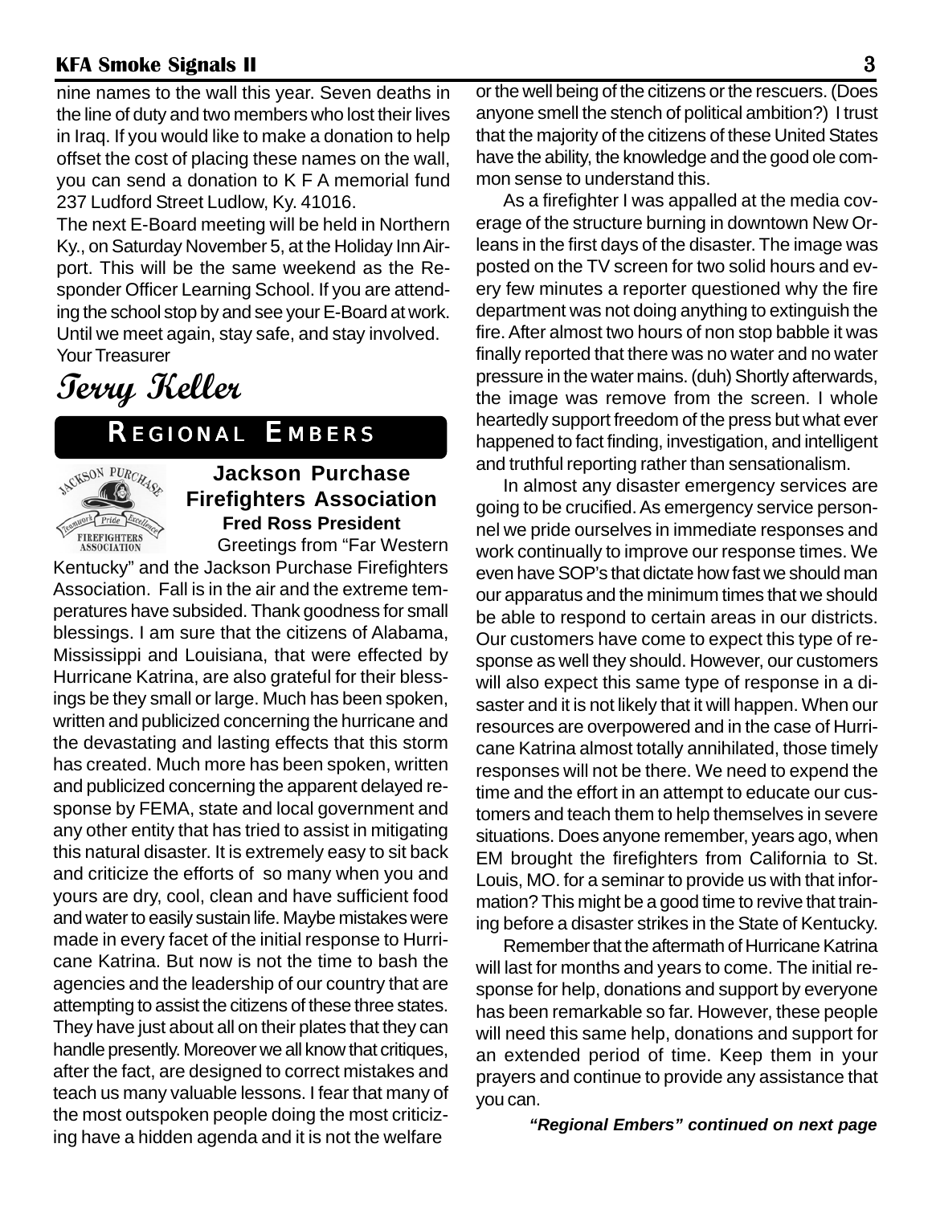nine names to the wall this year. Seven deaths in the line of duty and two members who lost their lives in Iraq. If you would like to make a donation to help offset the cost of placing these names on the wall, you can send a donation to K F A memorial fund 237 Ludford Street Ludlow, Ky. 41016.

The next E-Board meeting will be held in Northern Ky., on Saturday November 5, at the Holiday Inn Airport. This will be the same weekend as the Responder Officer Learning School. If you are attending the school stop by and see your E-Board at work. Until we meet again, stay safe, and stay involved.

Your Treasurer

*Terry Keller*

## REGIONAL EMBERS

### Jackson Purchase Firefighters Association

**Fred Ross President**

Greetings from "Far Western Kentucky" and the Jackson Purchase Firefighters Association. Fall is in the air and the extreme temperatures have subsided. Thank goodness for small blessings. I am sure that the citizens of Alabama, Mississippi and Louisiana, that were effected by Hurricane Katrina, are also grateful for their blessings be they small or large. Much has been spoken, written and publicized concerning the hurricane and the devastating and lasting effects that this storm has created. Much more has been spoken, written and publicized concerning the apparent delayed response by FEMA, state and local government and any other entity that has tried to assist in mitigating this natural disaster. It is extremely easy to sit back and criticize the efforts of so many when you and yours are dry, cool, clean and have sufficient food and water to easily sustain life. Maybe mistakes were made in every facet of the initial response to Hurricane Katrina. But now is not the time to bash the agencies and the leadership of our country that are attempting to assist the citizens of these three states. They have just about all on their plates that they can handle presently. Moreover we all know that critiques, after the fact, are designed to correct mistakes and teach us many valuable lessons. I fear that many of the most outspoken people doing the most criticizing have a hidden agenda and it is not the welfare or the well being of the citizens or the rescuers. (Does anyone smell the stench of political ambition?) I trust that the majority of the citizens of these United States have the ability, the knowledge and the good ole common sense to understand this.

As a firefighter I was appalled at the media coverage of the structure burning in downtown New Orleans in the first days of the disaster. The image was posted on the TV screen for two solid hours and every few minutes a reporter questioned why the fire department was not doing anything to extinguish the fire. After almost two hours of non stop babble it was finally reported that there was no water and no water pressure in the water mains. (duh) Shortly afterwards, the image was remove from the screen. I whole heartedly support freedom of the press but what ever happened to fact finding, investigation, and intelligent and truthful reporting rather than sensationalism.

In almost any disaster emergency services are going to be crucified. As emergency service personnel we pride ourselves in immediate responses and work continually to improve our response times. We even have SOP's that dictate how fast we should man our apparatus and the minimum times that we should be able to respond to certain areas in our districts. Our customers have come to expect this type of response as well they should. However, our customers will also expect this same type of response in a disaster and it is not likely that it will happen. When our resources are overpowered and in the case of Hurricane Katrina almost totally annihilated, those timely responses will not be there. We need to expend the time and the effort in an attempt to educate our customers and teach them to help themselves in severe situations. Does anyone remember, years ago, when EM brought the firefighters from California to St. Louis, MO. for a seminar to provide us with that information? This might be a good time to revive that training before a disaster strikes in the State of Kentucky.

Remember that the aftermath of Hurricane Katrina will last for months and years to come. The initial response for help, donations and support by everyone has been remarkable so far. However, these people will need this same help, donations and support for an extended period of time. Keep them in your prayers and continue to provide any assistance that you can.

***"Regional Embers" continued on next page***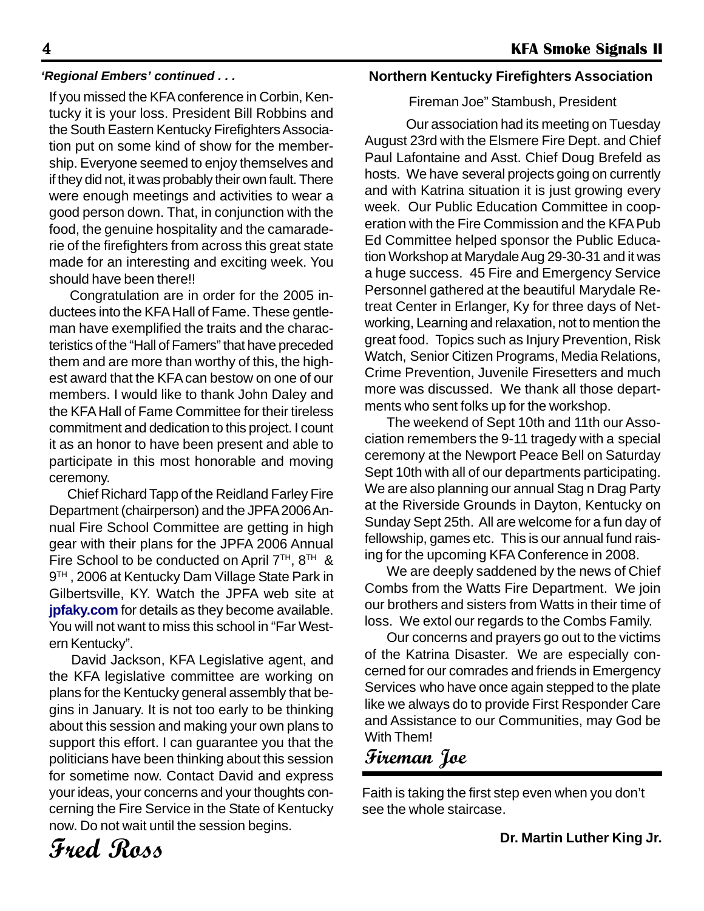*'Regional Embers' continued . . .*

If you missed the KFA conference in Corbin, Kentucky it is your loss. President Bill Robbins and the South Eastern Kentucky Firefighters Association put on some kind of show for the membership. Everyone seemed to enjoy themselves and if they did not, it was probably their own fault. There were enough meetings and activities to wear a good person down. That, in conjunction with the food, the genuine hospitality and the camaraderie of the firefighters from across this great state made for an interesting and exciting week. You should have been there!!

Congratulation are in order for the 2005 inductees into the KFA Hall of Fame. These gentleman have exemplified the traits and the characteristics of the "Hall of Famers" that have preceded them and are more than worthy of this, the highest award that the KFA can bestow on one of our members. I would like to thank John Daley and the KFA Hall of Fame Committee for their tireless commitment and dedication to this project. I count it as an honor to have been present and able to participate in this most honorable and moving ceremony.

Chief Richard Tapp of the Reidland Farley Fire Department (chairperson) and the JPFA 2006 Annual Fire School Committee are getting in high gear with their plans for the JPFA 2006 Annual Fire School to be conducted on April 7TH, 8TH & 9TH , 2006 at Kentucky Dam Village State Park in Gilbertsville, KY. Watch the JPFA web site at **jpfaky.com** for details as they become available. You will not want to miss this school in "Far Western Kentucky".

David Jackson, KFA Legislative agent, and the KFA legislative committee are working on plans for the Kentucky general assembly that begins in January. It is not too early to be thinking about this session and making your own plans to support this effort. I can guarantee you that the politicians have been thinking about this session for sometime now. Contact David and express your ideas, your concerns and your thoughts concerning the Fire Service in the State of Kentucky now. Do not wait until the session begins.

**Fred Ross**

## Northern Kentucky Firefighters Association

Fireman Joe" Stambush, President

Our association had its meeting on Tuesday August 23rd with the Elsmere Fire Dept. and Chief Paul Lafontaine and Asst. Chief Doug Brefeld as hosts. We have several projects going on currently and with Katrina situation it is just growing every week. Our Public Education Committee in cooperation with the Fire Commission and the KFA Pub Ed Committee helped sponsor the Public Education Workshop at Marydale Aug 29-30-31 and it was a huge success. 45 Fire and Emergency Service Personnel gathered at the beautiful Marydale Retreat Center in Erlanger, Ky for three days of Networking, Learning and relaxation, not to mention the great food. Topics such as Injury Prevention, Risk Watch, Senior Citizen Programs, Media Relations, Crime Prevention, Juvenile Firesetters and much more was discussed. We thank all those departments who sent folks up for the workshop.

The weekend of Sept 10th and 11th our Association remembers the 9-11 tragedy with a special ceremony at the Newport Peace Bell on Saturday Sept 10th with all of our departments participating. We are also planning our annual Stag n Drag Party at the Riverside Grounds in Dayton, Kentucky on Sunday Sept 25th. All are welcome for a fun day of fellowship, games etc. This is our annual fund raising for the upcoming KFA Conference in 2008.

We are deeply saddened by the news of Chief Combs from the Watts Fire Department. We join our brothers and sisters from Watts in their time of loss. We extol our regards to the Combs Family.

Our concerns and prayers go out to the victims of the Katrina Disaster. We are especially concerned for our comrades and friends in Emergency Services who have once again stepped to the plate like we always do to provide First Responder Care and Assistance to our Communities, may God be With Them!

**Fireman Joe**

---

Faith is taking the first step even when you don't see the whole staircase.

**Dr. Martin Luther King Jr.**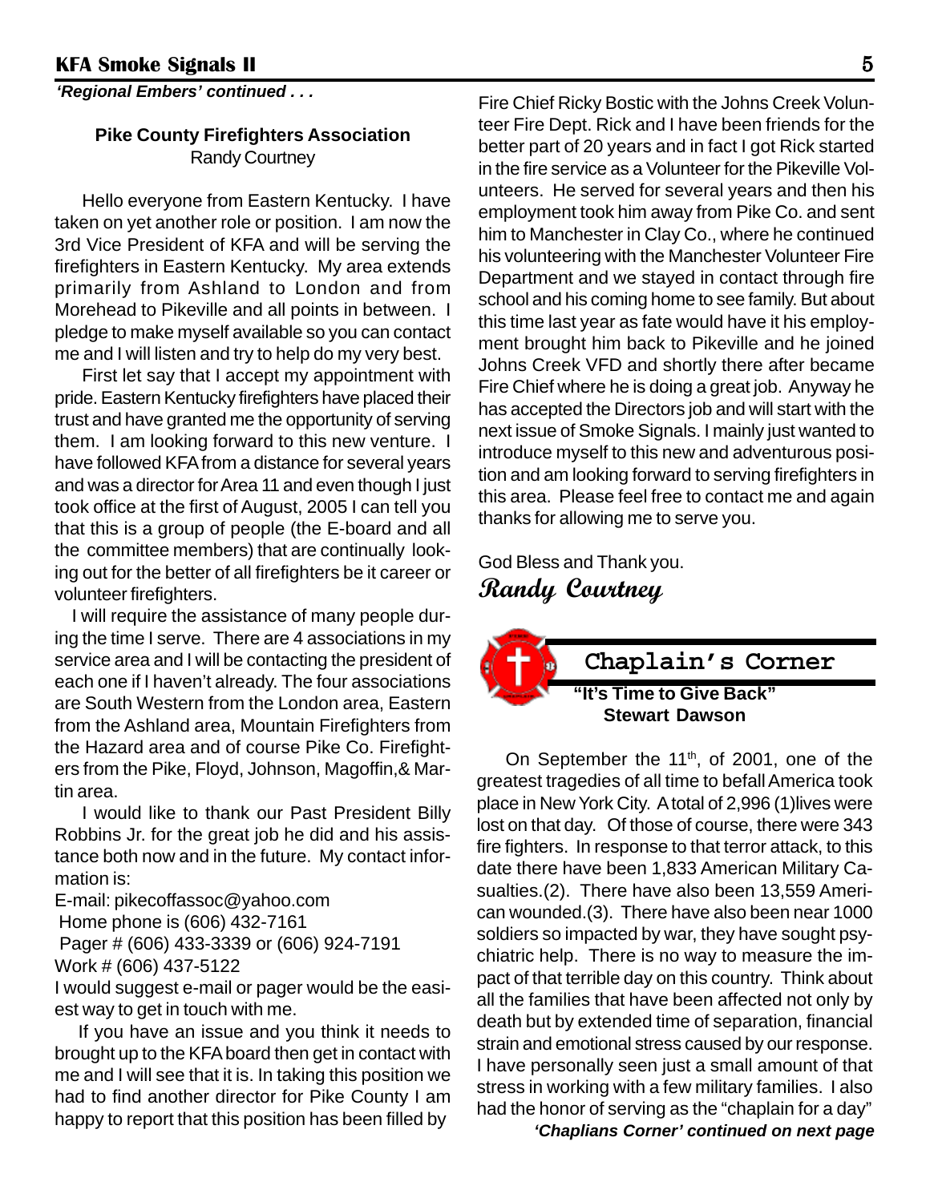*'Regional Embers' continued . . .*

**Pike County Firefighters Association**
Randy Courtney

Hello everyone from Eastern Kentucky. I have taken on yet another role or position. I am now the 3rd Vice President of KFA and will be serving the firefighters in Eastern Kentucky. My area extends primarily from Ashland to London and from Morehead to Pikeville and all points in between. I pledge to make myself available so you can contact me and I will listen and try to help do my very best.

First let say that I accept my appointment with pride. Eastern Kentucky firefighters have placed their trust and have granted me the opportunity of serving them. I am looking forward to this new venture. I have followed KFA from a distance for several years and was a director for Area 11 and even though I just took office at the first of August, 2005 I can tell you that this is a group of people (the E-board and all the committee members) that are continually looking out for the better of all firefighters be it career or volunteer firefighters.

I will require the assistance of many people during the time I serve. There are 4 associations in my service area and I will be contacting the president of each one if I haven't already. The four associations are South Western from the London area, Eastern from the Ashland area, Mountain Firefighters from the Hazard area and of course Pike Co. Firefighters from the Pike, Floyd, Johnson, Magoffin,& Martin area.

I would like to thank our Past President Billy Robbins Jr. for the great job he did and his assistance both now and in the future. My contact information is:

E-mail: pikecoffassoc@yahoo.com
Home phone is (606) 432-7161
Pager # (606) 433-3339 or (606) 924-7191
Work # (606) 437-5122

I would suggest e-mail or pager would be the easiest way to get in touch with me.

If you have an issue and you think it needs to brought up to the KFA board then get in contact with me and I will see that it is. In taking this position we had to find another director for Pike County I am happy to report that this position has been filled by Fire Chief Ricky Bostic with the Johns Creek Volunteer Fire Dept. Rick and I have been friends for the better part of 20 years and in fact I got Rick started in the fire service as a Volunteer for the Pikeville Volunteers. He served for several years and then his employment took him away from Pike Co. and sent him to Manchester in Clay Co., where he continued his volunteering with the Manchester Volunteer Fire Department and we stayed in contact through fire school and his coming home to see family. But about this time last year as fate would have it his employment brought him back to Pikeville and he joined Johns Creek VFD and shortly there after became Fire Chief where he is doing a great job. Anyway he has accepted the Directors job and will start with the next issue of Smoke Signals. I mainly just wanted to introduce myself to this new and adventurous position and am looking forward to serving firefighters in this area. Please feel free to contact me and again thanks for allowing me to serve you.

God Bless and Thank you.

*Randy Courtney*

## Chaplain's Corner

**"It's Time to Give Back"**
**Stewart Dawson**

On September the 11th, of 2001, one of the greatest tragedies of all time to befall America took place in New York City. A total of 2,996 (1)lives were lost on that day. Of those of course, there were 343 fire fighters. In response to that terror attack, to this date there have been 1,833 American Military Casualties.(2). There have also been 13,559 American wounded.(3). There have also been near 1000 soldiers so impacted by war, they have sought psychiatric help. There is no way to measure the impact of that terrible day on this country. Think about all the families that have been affected not only by death but by extended time of separation, financial strain and emotional stress caused by our response. I have personally seen just a small amount of that stress in working with a few military families. I also had the honor of serving as the "chaplain for a day"

*'Chaplians Corner' continued on next page*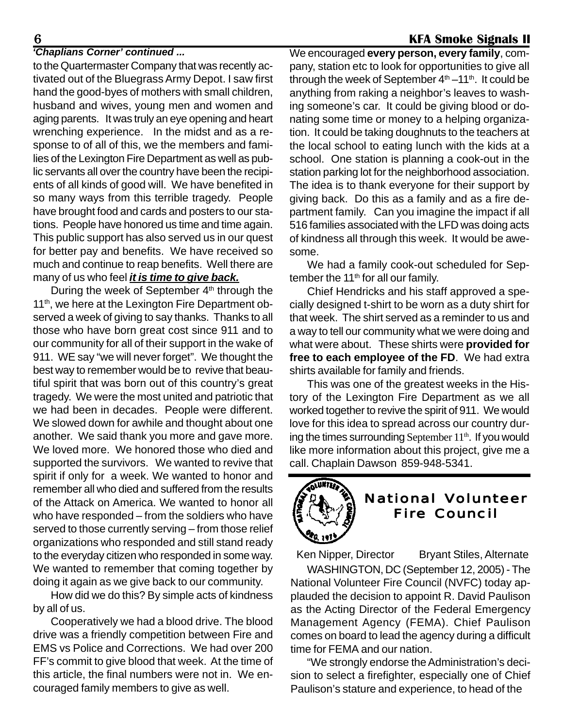*'Chaplians Corner' continued ...*

to the Quartermaster Company that was recently activated out of the Bluegrass Army Depot. I saw first hand the good-byes of mothers with small children, husband and wives, young men and women and aging parents. It was truly an eye opening and heart wrenching experience. In the midst and as a response to of all of this, we the members and families of the Lexington Fire Department as well as public servants all over the country have been the recipients of all kinds of good will. We have benefited in so many ways from this terrible tragedy. People have brought food and cards and posters to our stations. People have honored us time and time again. This public support has also served us in our quest for better pay and benefits. We have received so much and continue to reap benefits. Well there are many of us who feel ***it is time to give back.***

During the week of September 4th through the 11th, we here at the Lexington Fire Department observed a week of giving to say thanks. Thanks to all those who have born great cost since 911 and to our community for all of their support in the wake of 911. WE say "we will never forget". We thought the best way to remember would be to revive that beautiful spirit that was born out of this country's great tragedy. We were the most united and patriotic that we had been in decades. People were different. We slowed down for awhile and thought about one another. We said thank you more and gave more. We loved more. We honored those who died and supported the survivors. We wanted to revive that spirit if only for a week. We wanted to honor and remember all who died and suffered from the results of the Attack on America. We wanted to honor all who have responded – from the soldiers who have served to those currently serving – from those relief organizations who responded and still stand ready to the everyday citizen who responded in some way. We wanted to remember that coming together by doing it again as we give back to our community.

How did we do this? By simple acts of kindness by all of us.

Cooperatively we had a blood drive. The blood drive was a friendly competition between Fire and EMS vs Police and Corrections. We had over 200 FF's commit to give blood that week. At the time of this article, the final numbers were not in. We encouraged family members to give as well.

We encouraged **every person, every family**, company, station etc to look for opportunities to give all through the week of September 4th –11th. It could be anything from raking a neighbor's leaves to washing someone's car. It could be giving blood or donating some time or money to a helping organization. It could be taking doughnuts to the teachers at the local school to eating lunch with the kids at a school. One station is planning a cook-out in the station parking lot for the neighborhood association. The idea is to thank everyone for their support by giving back. Do this as a family and as a fire department family. Can you imagine the impact if all 516 families associated with the LFD was doing acts of kindness all through this week. It would be awesome.

We had a family cook-out scheduled for September the 11th for all our family.

Chief Hendricks and his staff approved a specially designed t-shirt to be worn as a duty shirt for that week. The shirt served as a reminder to us and a way to tell our community what we were doing and what were about. These shirts were **provided for free to each employee of the FD**. We had extra shirts available for family and friends.

This was one of the greatest weeks in the History of the Lexington Fire Department as we all worked together to revive the spirit of 911. We would love for this idea to spread across our country during the times surrounding September 11th. If you would like more information about this project, give me a call. Chaplain Dawson 859-948-5341.

## National Volunteer Fire Council

Ken Nipper, Director Bryant Stiles, Alternate

WASHINGTON, DC (September 12, 2005) - The National Volunteer Fire Council (NVFC) today applauded the decision to appoint R. David Paulison as the Acting Director of the Federal Emergency Management Agency (FEMA). Chief Paulison comes on board to lead the agency during a difficult time for FEMA and our nation.

"We strongly endorse the Administration's decision to select a firefighter, especially one of Chief Paulison's stature and experience, to head of the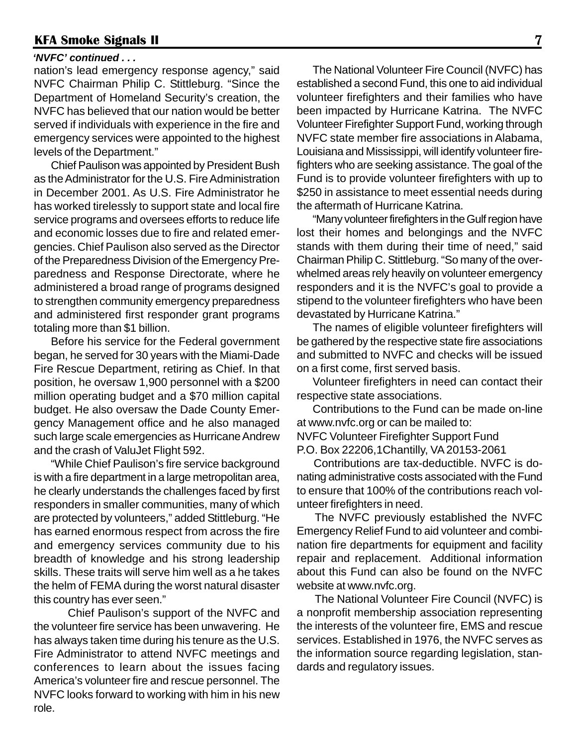*'NVFC' continued . . .*

nation's lead emergency response agency," said NVFC Chairman Philip C. Stittleburg. "Since the Department of Homeland Security's creation, the NVFC has believed that our nation would be better served if individuals with experience in the fire and emergency services were appointed to the highest levels of the Department."

Chief Paulison was appointed by President Bush as the Administrator for the U.S. Fire Administration in December 2001. As U.S. Fire Administrator he has worked tirelessly to support state and local fire service programs and oversees efforts to reduce life and economic losses due to fire and related emergencies. Chief Paulison also served as the Director of the Preparedness Division of the Emergency Preparedness and Response Directorate, where he administered a broad range of programs designed to strengthen community emergency preparedness and administered first responder grant programs totaling more than $1 billion.

Before his service for the Federal government began, he served for 30 years with the Miami-Dade Fire Rescue Department, retiring as Chief. In that position, he oversaw 1,900 personnel with a $200 million operating budget and a $70 million capital budget. He also oversaw the Dade County Emergency Management office and he also managed such large scale emergencies as Hurricane Andrew and the crash of ValuJet Flight 592.

"While Chief Paulison's fire service background is with a fire department in a large metropolitan area, he clearly understands the challenges faced by first responders in smaller communities, many of which are protected by volunteers," added Stittleburg. "He has earned enormous respect from across the fire and emergency services community due to his breadth of knowledge and his strong leadership skills. These traits will serve him well as a he takes the helm of FEMA during the worst natural disaster this country has ever seen."

Chief Paulison's support of the NVFC and the volunteer fire service has been unwavering. He has always taken time during his tenure as the U.S. Fire Administrator to attend NVFC meetings and conferences to learn about the issues facing America's volunteer fire and rescue personnel. The NVFC looks forward to working with him in his new role.

The National Volunteer Fire Council (NVFC) has established a second Fund, this one to aid individual volunteer firefighters and their families who have been impacted by Hurricane Katrina. The NVFC Volunteer Firefighter Support Fund, working through NVFC state member fire associations in Alabama, Louisiana and Mississippi, will identify volunteer firefighters who are seeking assistance. The goal of the Fund is to provide volunteer firefighters with up to $250 in assistance to meet essential needs during the aftermath of Hurricane Katrina.

"Many volunteer firefighters in the Gulf region have lost their homes and belongings and the NVFC stands with them during their time of need," said Chairman Philip C. Stittleburg. "So many of the overwhelmed areas rely heavily on volunteer emergency responders and it is the NVFC's goal to provide a stipend to the volunteer firefighters who have been devastated by Hurricane Katrina."

The names of eligible volunteer firefighters will be gathered by the respective state fire associations and submitted to NVFC and checks will be issued on a first come, first served basis.

Volunteer firefighters in need can contact their respective state associations.

Contributions to the Fund can be made on-line at www.nvfc.org or can be mailed to:
NVFC Volunteer Firefighter Support Fund
P.O. Box 22206,1Chantilly, VA 20153-2061

Contributions are tax-deductible. NVFC is donating administrative costs associated with the Fund to ensure that 100% of the contributions reach volunteer firefighters in need.

The NVFC previously established the NVFC Emergency Relief Fund to aid volunteer and combination fire departments for equipment and facility repair and replacement. Additional information about this Fund can also be found on the NVFC website at www.nvfc.org.

The National Volunteer Fire Council (NVFC) is a nonprofit membership association representing the interests of the volunteer fire, EMS and rescue services. Established in 1976, the NVFC serves as the information source regarding legislation, standards and regulatory issues.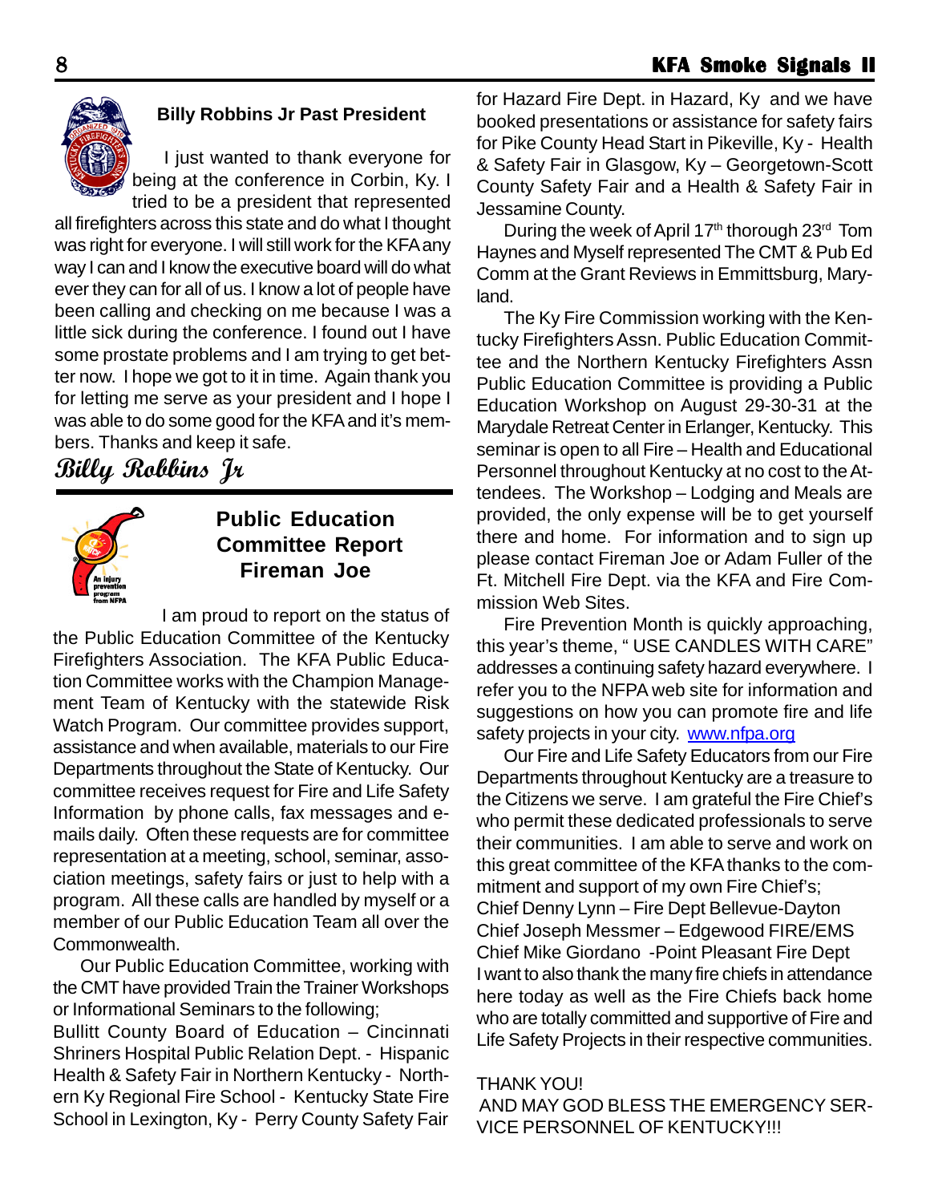## Billy Robbins Jr Past President

I just wanted to thank everyone for being at the conference in Corbin, Ky. I tried to be a president that represented all firefighters across this state and do what I thought was right for everyone. I will still work for the KFA any way I can and I know the executive board will do what ever they can for all of us. I know a lot of people have been calling and checking on me because I was a little sick during the conference. I found out I have some prostate problems and I am trying to get better now. I hope we got to it in time. Again thank you for letting me serve as your president and I hope I was able to do some good for the KFA and it's members. Thanks and keep it safe.

*Billy Robbins Jr*

## Public Education Committee Report Fireman Joe

I am proud to report on the status of the Public Education Committee of the Kentucky Firefighters Association. The KFA Public Education Committee works with the Champion Management Team of Kentucky with the statewide Risk Watch Program. Our committee provides support, assistance and when available, materials to our Fire Departments throughout the State of Kentucky. Our committee receives request for Fire and Life Safety Information by phone calls, fax messages and e-mails daily. Often these requests are for committee representation at a meeting, school, seminar, association meetings, safety fairs or just to help with a program. All these calls are handled by myself or a member of our Public Education Team all over the Commonwealth.

Our Public Education Committee, working with the CMT have provided Train the Trainer Workshops or Informational Seminars to the following;
Bullitt County Board of Education – Cincinnati Shriners Hospital Public Relation Dept. - Hispanic Health & Safety Fair in Northern Kentucky - Northern Ky Regional Fire School - Kentucky State Fire School in Lexington, Ky - Perry County Safety Fair for Hazard Fire Dept. in Hazard, Ky and we have booked presentations or assistance for safety fairs for Pike County Head Start in Pikeville, Ky - Health & Safety Fair in Glasgow, Ky – Georgetown-Scott County Safety Fair and a Health & Safety Fair in Jessamine County.

During the week of April 17th thorough 23rd Tom Haynes and Myself represented The CMT & Pub Ed Comm at the Grant Reviews in Emmittsburg, Maryland.

The Ky Fire Commission working with the Kentucky Firefighters Assn. Public Education Committee and the Northern Kentucky Firefighters Assn Public Education Committee is providing a Public Education Workshop on August 29-30-31 at the Marydale Retreat Center in Erlanger, Kentucky. This seminar is open to all Fire – Health and Educational Personnel throughout Kentucky at no cost to the Attendees. The Workshop – Lodging and Meals are provided, the only expense will be to get yourself there and home. For information and to sign up please contact Fireman Joe or Adam Fuller of the Ft. Mitchell Fire Dept. via the KFA and Fire Commission Web Sites.

Fire Prevention Month is quickly approaching, this year's theme, " USE CANDLES WITH CARE" addresses a continuing safety hazard everywhere. I refer you to the NFPA web site for information and suggestions on how you can promote fire and life safety projects in your city. www.nfpa.org

Our Fire and Life Safety Educators from our Fire Departments throughout Kentucky are a treasure to the Citizens we serve. I am grateful the Fire Chief's who permit these dedicated professionals to serve their communities. I am able to serve and work on this great committee of the KFA thanks to the commitment and support of my own Fire Chief's;
Chief Denny Lynn – Fire Dept Bellevue-Dayton
Chief Joseph Messmer – Edgewood FIRE/EMS
Chief Mike Giordano -Point Pleasant Fire Dept
I want to also thank the many fire chiefs in attendance here today as well as the Fire Chiefs back home who are totally committed and supportive of Fire and Life Safety Projects in their respective communities.

THANK YOU!
AND MAY GOD BLESS THE EMERGENCY SERVICE PERSONNEL OF KENTUCKY!!!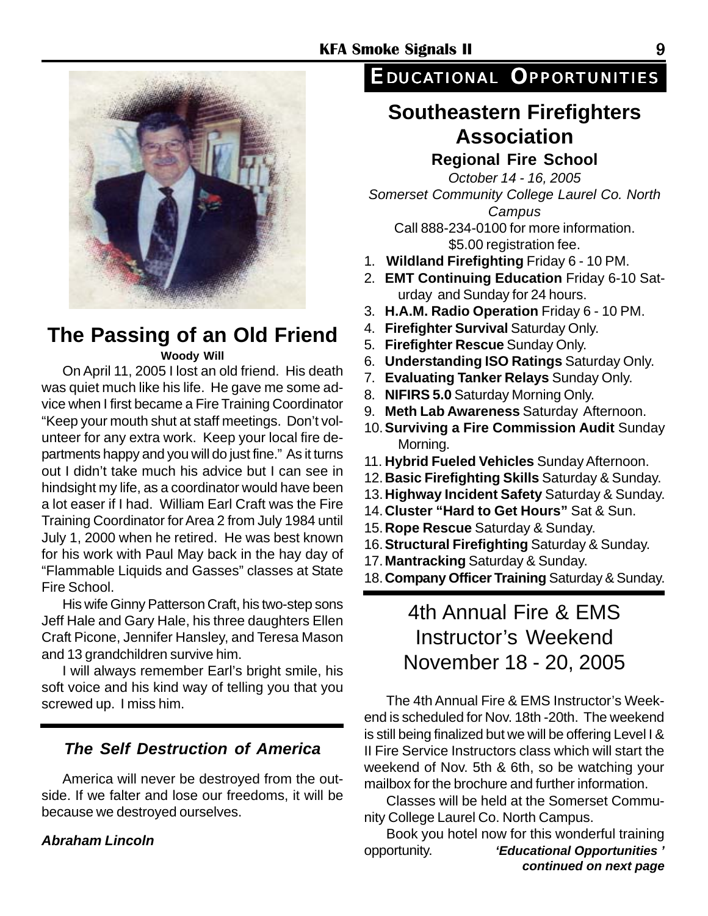## The Passing of an Old Friend

**Woody Will**

On April 11, 2005 I lost an old friend. His death was quiet much like his life. He gave me some advice when I first became a Fire Training Coordinator "Keep your mouth shut at staff meetings. Don't volunteer for any extra work. Keep your local fire departments happy and you will do just fine." As it turns out I didn't take much his advice but I can see in hindsight my life, as a coordinator would have been a lot easer if I had. William Earl Craft was the Fire Training Coordinator for Area 2 from July 1984 until July 1, 2000 when he retired. He was best known for his work with Paul May back in the hay day of "Flammable Liquids and Gasses" classes at State Fire School.

His wife Ginny Patterson Craft, his two-step sons Jeff Hale and Gary Hale, his three daughters Ellen Craft Picone, Jennifer Hansley, and Teresa Mason and 13 grandchildren survive him.

I will always remember Earl's bright smile, his soft voice and his kind way of telling you that you screwed up. I miss him.

### *The Self Destruction of America*

America will never be destroyed from the outside. If we falter and lose our freedoms, it will be because we destroyed ourselves.

***Abraham Lincoln***

# EDUCATIONAL OPPORTUNITIES

## Southeastern Firefighters Association

### Regional Fire School

*October 14 - 16, 2005*

*Somerset Community College Laurel Co. North Campus*

Call 888-234-0100 for more information.

$5.00 registration fee.

1. **Wildland Firefighting** Friday 6 - 10 PM.
2. **EMT Continuing Education** Friday 6-10 Saturday and Sunday for 24 hours.
3. **H.A.M. Radio Operation** Friday 6 - 10 PM.
4. **Firefighter Survival** Saturday Only.
5. **Firefighter Rescue** Sunday Only.
6. **Understanding ISO Ratings** Saturday Only.
7. **Evaluating Tanker Relays** Sunday Only.
8. **NIFIRS 5.0** Saturday Morning Only.
9. **Meth Lab Awareness** Saturday Afternoon.
10. **Surviving a Fire Commission Audit** Sunday Morning.
11. **Hybrid Fueled Vehicles** Sunday Afternoon.
12. **Basic Firefighting Skills** Saturday & Sunday.
13. **Highway Incident Safety** Saturday & Sunday.
14. **Cluster "Hard to Get Hours"** Sat & Sun.
15. **Rope Rescue** Saturday & Sunday.
16. **Structural Firefighting** Saturday & Sunday.
17. **Mantracking** Saturday & Sunday.
18. **Company Officer Training** Saturday & Sunday.

## 4th Annual Fire & EMS Instructor's Weekend November 18 - 20, 2005

The 4th Annual Fire & EMS Instructor's Weekend is scheduled for Nov. 18th -20th. The weekend is still being finalized but we will be offering Level I & II Fire Service Instructors class which will start the weekend of Nov. 5th & 6th, so be watching your mailbox for the brochure and further information.

Classes will be held at the Somerset Community College Laurel Co. North Campus.

Book you hotel now for this wonderful training opportunity.

***'Educational Opportunities ' continued on next page***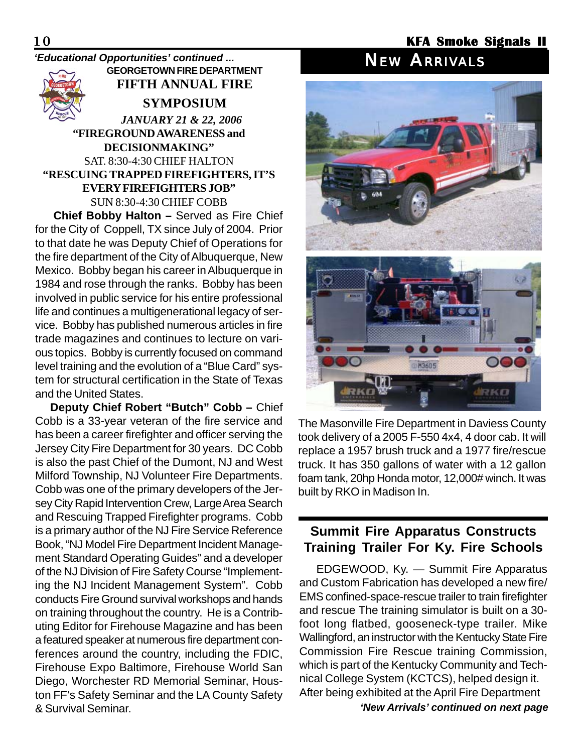*'Educational Opportunities' continued ...*

**GEORGETOWN FIRE DEPARTMENT**

## FIFTH ANNUAL FIRE SYMPOSIUM

***JANUARY 21 & 22, 2006***

**"FIREGROUND AWARENESS and DECISIONMAKING"**

SAT. 8:30-4:30 CHIEF HALTON

**"RESCUING TRAPPED FIREFIGHTERS, IT'S EVERY FIREFIGHTERS JOB"**

SUN 8:30-4:30 CHIEF COBB

**Chief Bobby Halton –** Served as Fire Chief for the City of Coppell, TX since July of 2004. Prior to that date he was Deputy Chief of Operations for the fire department of the City of Albuquerque, New Mexico. Bobby began his career in Albuquerque in 1984 and rose through the ranks. Bobby has been involved in public service for his entire professional life and continues a multigenerational legacy of service. Bobby has published numerous articles in fire trade magazines and continues to lecture on various topics. Bobby is currently focused on command level training and the evolution of a "Blue Card" system for structural certification in the State of Texas and the United States.

**Deputy Chief Robert "Butch" Cobb –** Chief Cobb is a 33-year veteran of the fire service and has been a career firefighter and officer serving the Jersey City Fire Department for 30 years. DC Cobb is also the past Chief of the Dumont, NJ and West Milford Township, NJ Volunteer Fire Departments. Cobb was one of the primary developers of the Jersey City Rapid Intervention Crew, Large Area Search and Rescuing Trapped Firefighter programs. Cobb is a primary author of the NJ Fire Service Reference Book, "NJ Model Fire Department Incident Management Standard Operating Guides" and a developer of the NJ Division of Fire Safety Course "Implementing the NJ Incident Management System". Cobb conducts Fire Ground survival workshops and hands on training throughout the country. He is a Contributing Editor for Firehouse Magazine and has been a featured speaker at numerous fire department conferences around the country, including the FDIC, Firehouse Expo Baltimore, Firehouse World San Diego, Worchester RD Memorial Seminar, Houston FF's Safety Seminar and the LA County Safety & Survival Seminar.

# NEW ARRIVALS

The Masonville Fire Department in Daviess County took delivery of a 2005 F-550 4x4, 4 door cab. It will replace a 1957 brush truck and a 1977 fire/rescue truck. It has 350 gallons of water with a 12 gallon foam tank, 20hp Honda motor, 12,000# winch. It was built by RKO in Madison In.

## Summit Fire Apparatus Constructs Training Trailer For Ky. Fire Schools

EDGEWOOD, Ky. — Summit Fire Apparatus and Custom Fabrication has developed a new fire/EMS confined-space-rescue trailer to train firefighter and rescue The training simulator is built on a 30-foot long flatbed, gooseneck-type trailer. Mike Wallingford, an instructor with the Kentucky State Fire Commission Fire Rescue training Commission, which is part of the Kentucky Community and Technical College System (KCTCS), helped design it. After being exhibited at the April Fire Department

***'New Arrivals' continued on next page***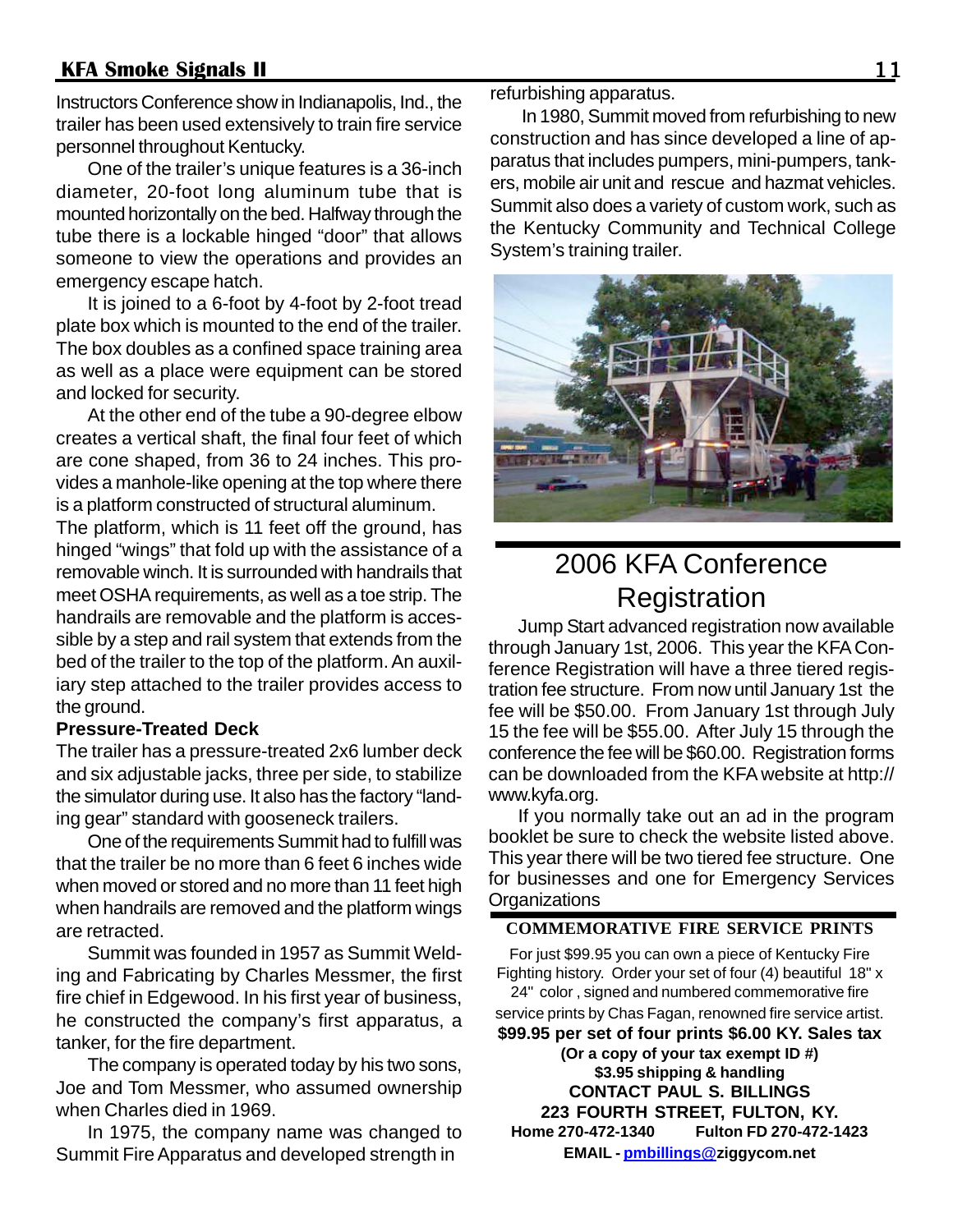Instructors Conference show in Indianapolis, Ind., the trailer has been used extensively to train fire service personnel throughout Kentucky.

One of the trailer's unique features is a 36-inch diameter, 20-foot long aluminum tube that is mounted horizontally on the bed. Halfway through the tube there is a lockable hinged "door" that allows someone to view the operations and provides an emergency escape hatch.

It is joined to a 6-foot by 4-foot by 2-foot tread plate box which is mounted to the end of the trailer. The box doubles as a confined space training area as well as a place were equipment can be stored and locked for security.

At the other end of the tube a 90-degree elbow creates a vertical shaft, the final four feet of which are cone shaped, from 36 to 24 inches. This provides a manhole-like opening at the top where there is a platform constructed of structural aluminum.

The platform, which is 11 feet off the ground, has hinged "wings" that fold up with the assistance of a removable winch. It is surrounded with handrails that meet OSHA requirements, as well as a toe strip. The handrails are removable and the platform is accessible by a step and rail system that extends from the bed of the trailer to the top of the platform. An auxiliary step attached to the trailer provides access to the ground.

**Pressure-Treated Deck**

The trailer has a pressure-treated 2x6 lumber deck and six adjustable jacks, three per side, to stabilize the simulator during use. It also has the factory "landing gear" standard with gooseneck trailers.

One of the requirements Summit had to fulfill was that the trailer be no more than 6 feet 6 inches wide when moved or stored and no more than 11 feet high when handrails are removed and the platform wings are retracted.

Summit was founded in 1957 as Summit Welding and Fabricating by Charles Messmer, the first fire chief in Edgewood. In his first year of business, he constructed the company's first apparatus, a tanker, for the fire department.

The company is operated today by his two sons, Joe and Tom Messmer, who assumed ownership when Charles died in 1969.

In 1975, the company name was changed to Summit Fire Apparatus and developed strength in refurbishing apparatus.

In 1980, Summit moved from refurbishing to new construction and has since developed a line of apparatus that includes pumpers, mini-pumpers, tankers, mobile air unit and rescue and hazmat vehicles. Summit also does a variety of custom work, such as the Kentucky Community and Technical College System's training trailer.

## 2006 KFA Conference Registration

Jump Start advanced registration now available through January 1st, 2006. This year the KFA Conference Registration will have a three tiered registration fee structure. From now until January 1st the fee will be $50.00. From January 1st through July 15 the fee will be $55.00. After July 15 through the conference the fee will be $60.00. Registration forms can be downloaded from the KFA website at http://www.kyfa.org.

If you normally take out an ad in the program booklet be sure to check the website listed above. This year there will be two tiered fee structure. One for businesses and one for Emergency Services Organizations

**COMMEMORATIVE FIRE SERVICE PRINTS**

For just $99.95 you can own a piece of Kentucky Fire Fighting history. Order your set of four (4) beautiful 18" x 24" color , signed and numbered commemorative fire service prints by Chas Fagan, renowned fire service artist.

**$99.95 per set of four prints $6.00 KY. Sales tax**
**(Or a copy of your tax exempt ID #)**
**$3.95 shipping & handling**
**CONTACT PAUL S. BILLINGS**
**223 FOURTH STREET, FULTON, KY.**
**Home 270-472-1340 Fulton FD 270-472-1423**
**EMAIL - pmbillings@ziggycom.net**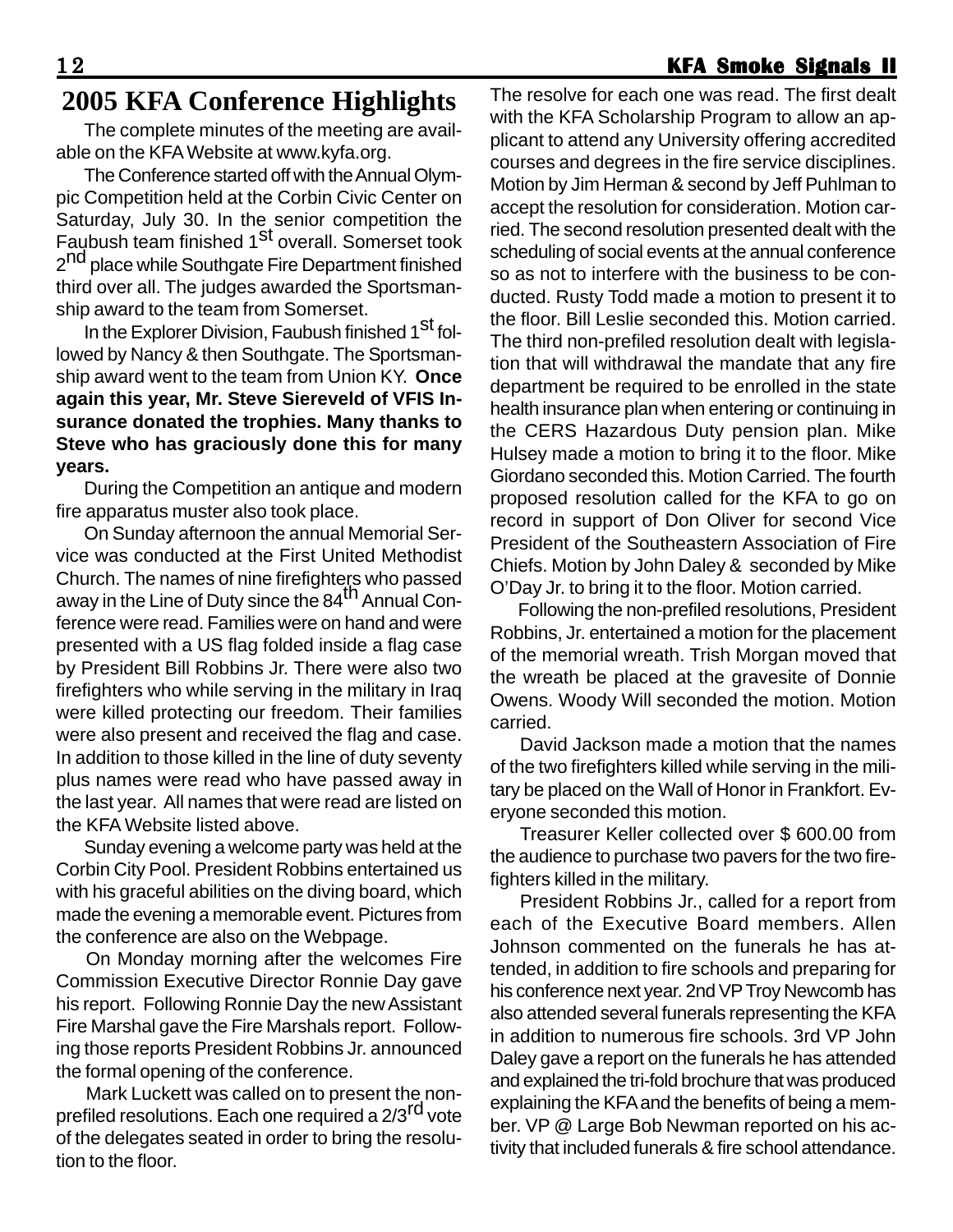# 2005 KFA Conference Highlights

The complete minutes of the meeting are available on the KFA Website at www.kyfa.org.

The Conference started off with the Annual Olympic Competition held at the Corbin Civic Center on Saturday, July 30. In the senior competition the Faubush team finished 1st overall. Somerset took 2nd place while Southgate Fire Department finished third over all. The judges awarded the Sportsmanship award to the team from Somerset.

In the Explorer Division, Faubush finished 1st followed by Nancy & then Southgate. The Sportsmanship award went to the team from Union KY. **Once again this year, Mr. Steve Siereveld of VFIS Insurance donated the trophies. Many thanks to Steve who has graciously done this for many years.**

During the Competition an antique and modern fire apparatus muster also took place.

On Sunday afternoon the annual Memorial Service was conducted at the First United Methodist Church. The names of nine firefighters who passed away in the Line of Duty since the 84th Annual Conference were read. Families were on hand and were presented with a US flag folded inside a flag case by President Bill Robbins Jr. There were also two firefighters who while serving in the military in Iraq were killed protecting our freedom. Their families were also present and received the flag and case. In addition to those killed in the line of duty seventy plus names were read who have passed away in the last year. All names that were read are listed on the KFA Website listed above.

Sunday evening a welcome party was held at the Corbin City Pool. President Robbins entertained us with his graceful abilities on the diving board, which made the evening a memorable event. Pictures from the conference are also on the Webpage.

On Monday morning after the welcomes Fire Commission Executive Director Ronnie Day gave his report. Following Ronnie Day the new Assistant Fire Marshal gave the Fire Marshals report. Following those reports President Robbins Jr. announced the formal opening of the conference.

Mark Luckett was called on to present the non-prefiled resolutions. Each one required a 2/3rd vote of the delegates seated in order to bring the resolution to the floor.

The resolve for each one was read. The first dealt with the KFA Scholarship Program to allow an applicant to attend any University offering accredited courses and degrees in the fire service disciplines. Motion by Jim Herman & second by Jeff Puhlman to accept the resolution for consideration. Motion carried. The second resolution presented dealt with the scheduling of social events at the annual conference so as not to interfere with the business to be conducted. Rusty Todd made a motion to present it to the floor. Bill Leslie seconded this. Motion carried. The third non-prefiled resolution dealt with legislation that will withdrawal the mandate that any fire department be required to be enrolled in the state health insurance plan when entering or continuing in the CERS Hazardous Duty pension plan. Mike Hulsey made a motion to bring it to the floor. Mike Giordano seconded this. Motion Carried. The fourth proposed resolution called for the KFA to go on record in support of Don Oliver for second Vice President of the Southeastern Association of Fire Chiefs. Motion by John Daley & seconded by Mike O'Day Jr. to bring it to the floor. Motion carried.

Following the non-prefiled resolutions, President Robbins, Jr. entertained a motion for the placement of the memorial wreath. Trish Morgan moved that the wreath be placed at the gravesite of Donnie Owens. Woody Will seconded the motion. Motion carried.

David Jackson made a motion that the names of the two firefighters killed while serving in the military be placed on the Wall of Honor in Frankfort. Everyone seconded this motion.

Treasurer Keller collected over $ 600.00 from the audience to purchase two pavers for the two firefighters killed in the military.

President Robbins Jr., called for a report from each of the Executive Board members. Allen Johnson commented on the funerals he has attended, in addition to fire schools and preparing for his conference next year. 2nd VP Troy Newcomb has also attended several funerals representing the KFA in addition to numerous fire schools. 3rd VP John Daley gave a report on the funerals he has attended and explained the tri-fold brochure that was produced explaining the KFA and the benefits of being a member. VP @ Large Bob Newman reported on his activity that included funerals & fire school attendance.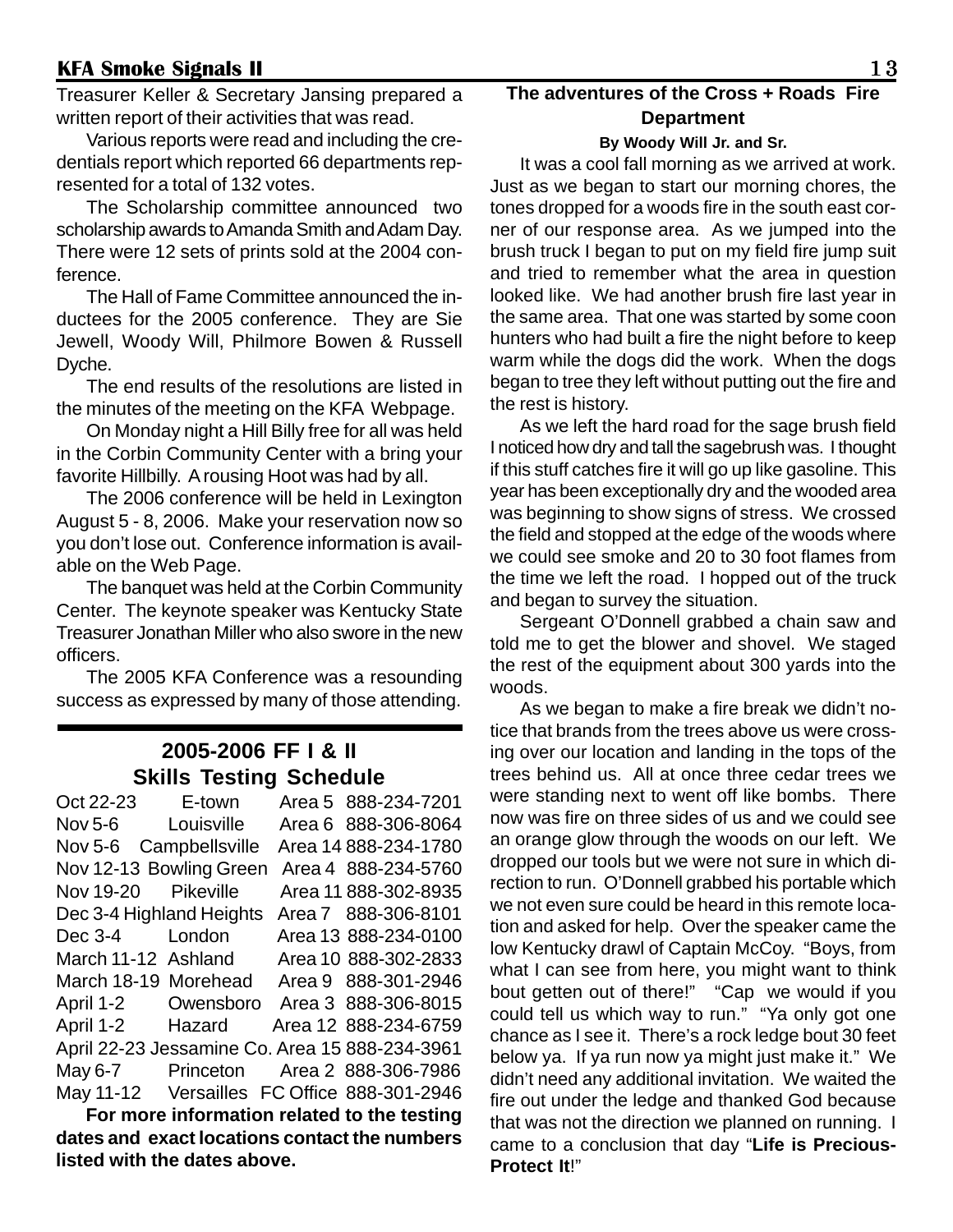Treasurer Keller & Secretary Jansing prepared a written report of their activities that was read.

Various reports were read and including the credentials report which reported 66 departments represented for a total of 132 votes.

The Scholarship committee announced two scholarship awards to Amanda Smith and Adam Day. There were 12 sets of prints sold at the 2004 conference.

The Hall of Fame Committee announced the inductees for the 2005 conference. They are Sie Jewell, Woody Will, Philmore Bowen & Russell Dyche.

The end results of the resolutions are listed in the minutes of the meeting on the KFA Webpage.

On Monday night a Hill Billy free for all was held in the Corbin Community Center with a bring your favorite Hillbilly. A rousing Hoot was had by all.

The 2006 conference will be held in Lexington August 5 - 8, 2006. Make your reservation now so you don't lose out. Conference information is available on the Web Page.

The banquet was held at the Corbin Community Center. The keynote speaker was Kentucky State Treasurer Jonathan Miller who also swore in the new officers.

The 2005 KFA Conference was a resounding success as expressed by many of those attending.

## 2005-2006 FF I & II Skills Testing Schedule

| Date | Location | Area | Phone |
| --- | --- | --- | --- |
| Oct 22-23 | E-town | Area 5 | 888-234-7201 |
| Nov 5-6 | Louisville | Area 6 | 888-306-8064 |
| Nov 5-6 | Campbellsville | Area 14 | 888-234-1780 |
| Nov 12-13 | Bowling Green | Area 4 | 888-234-5760 |
| Nov 19-20 | Pikeville | Area 11 | 888-302-8935 |
| Dec 3-4 | Highland Heights | Area 7 | 888-306-8101 |
| Dec 3-4 | London | Area 13 | 888-234-0100 |
| March 11-12 | Ashland | Area 10 | 888-302-2833 |
| March 18-19 | Morehead | Area 9 | 888-301-2946 |
| April 1-2 | Owensboro | Area 3 | 888-306-8015 |
| April 1-2 | Hazard | Area 12 | 888-234-6759 |
| April 22-23 | Jessamine Co. | Area 15 | 888-234-3961 |
| May 6-7 | Princeton | Area 2 | 888-306-7986 |
| May 11-12 | Versailles | FC Office | 888-301-2946 |

**For more information related to the testing dates and exact locations contact the numbers listed with the dates above.**

## The adventures of the Cross + Roads Fire Department

**By Woody Will Jr. and Sr.**

It was a cool fall morning as we arrived at work. Just as we began to start our morning chores, the tones dropped for a woods fire in the south east corner of our response area. As we jumped into the brush truck I began to put on my field fire jump suit and tried to remember what the area in question looked like. We had another brush fire last year in the same area. That one was started by some coon hunters who had built a fire the night before to keep warm while the dogs did the work. When the dogs began to tree they left without putting out the fire and the rest is history.

As we left the hard road for the sage brush field I noticed how dry and tall the sagebrush was. I thought if this stuff catches fire it will go up like gasoline. This year has been exceptionally dry and the wooded area was beginning to show signs of stress. We crossed the field and stopped at the edge of the woods where we could see smoke and 20 to 30 foot flames from the time we left the road. I hopped out of the truck and began to survey the situation.

Sergeant O'Donnell grabbed a chain saw and told me to get the blower and shovel. We staged the rest of the equipment about 300 yards into the woods.

As we began to make a fire break we didn't notice that brands from the trees above us were crossing over our location and landing in the tops of the trees behind us. All at once three cedar trees we were standing next to went off like bombs. There now was fire on three sides of us and we could see an orange glow through the woods on our left. We dropped our tools but we were not sure in which direction to run. O'Donnell grabbed his portable which we not even sure could be heard in this remote location and asked for help. Over the speaker came the low Kentucky drawl of Captain McCoy. "Boys, from what I can see from here, you might want to think bout getten out of there!" "Cap we would if you could tell us which way to run." "Ya only got one chance as I see it. There's a rock ledge bout 30 feet below ya. If ya run now ya might just make it." We didn't need any additional invitation. We waited the fire out under the ledge and thanked God because that was not the direction we planned on running. I came to a conclusion that day "**Life is Precious-Protect It**!"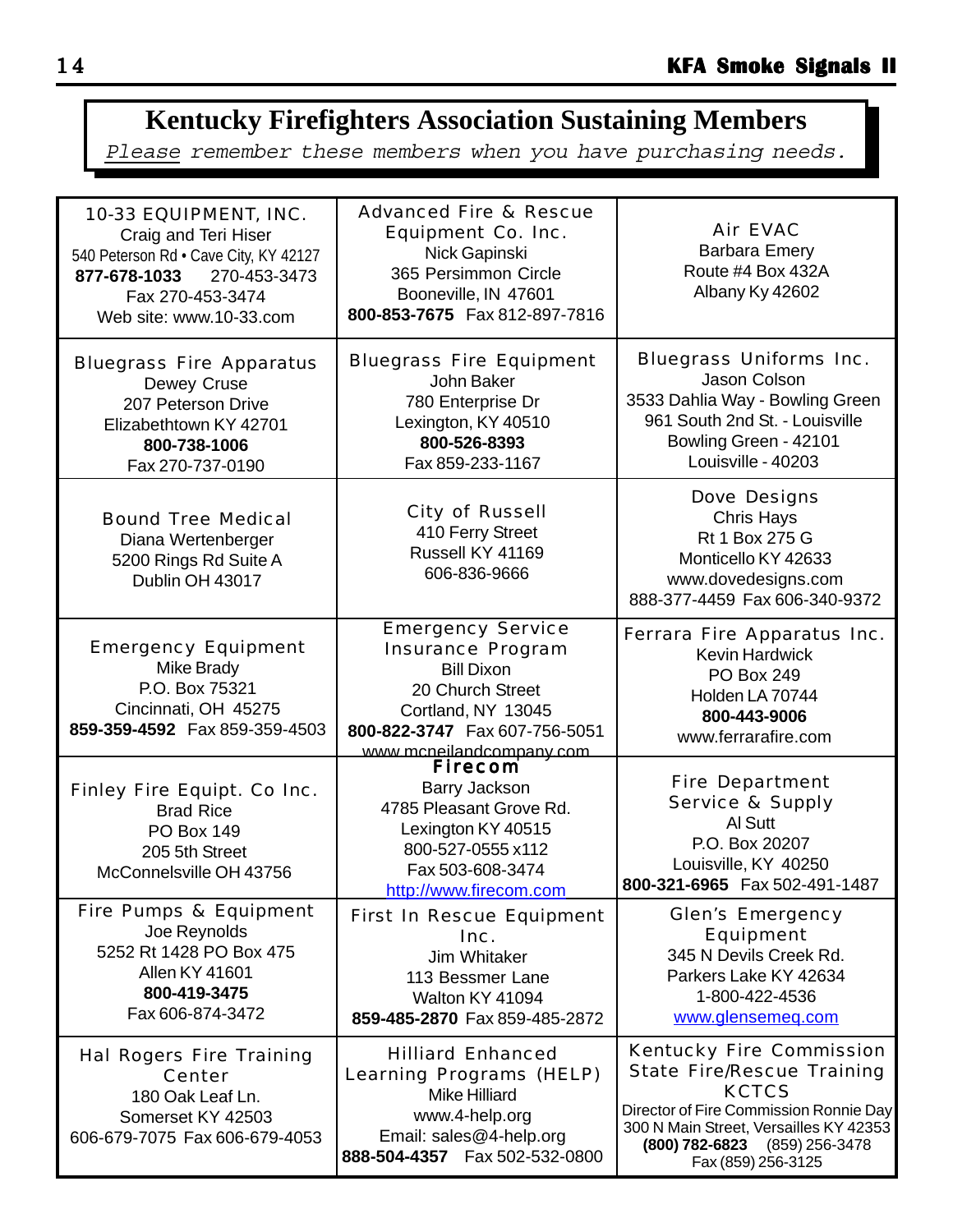# Kentucky Firefighters Association Sustaining Members

*Please remember these members when you have purchasing needs.*

| | | |
|---|---|---|
| 10-33 EQUIPMENT, INC.<br>Craig and Teri Hiser<br>540 Peterson Rd • Cave City, KY 42127<br>**877-678-1033** 270-453-3473<br>Fax 270-453-3474<br>Web site: www.10-33.com | Advanced Fire & Rescue Equipment Co. Inc.<br>Nick Gapinski<br>365 Persimmon Circle<br>Booneville, IN 47601<br>**800-853-7675** Fax 812-897-7816 | Air EVAC<br>Barbara Emery<br>Route #4 Box 432A<br>Albany Ky 42602 |
| Bluegrass Fire Apparatus<br>Dewey Cruse<br>207 Peterson Drive<br>Elizabethtown KY 42701<br>**800-738-1006**<br>Fax 270-737-0190 | Bluegrass Fire Equipment<br>John Baker<br>780 Enterprise Dr<br>Lexington, KY 40510<br>**800-526-8393**<br>Fax 859-233-1167 | Bluegrass Uniforms Inc.<br>Jason Colson<br>3533 Dahlia Way - Bowling Green<br>961 South 2nd St. - Louisville<br>Bowling Green - 42101<br>Louisville - 40203 |
| Bound Tree Medical<br>Diana Wertenberger<br>5200 Rings Rd Suite A<br>Dublin OH 43017 | City of Russell<br>410 Ferry Street<br>Russell KY 41169<br>606-836-9666 | Dove Designs<br>Chris Hays<br>Rt 1 Box 275 G<br>Monticello KY 42633<br>www.dovedesigns.com<br>888-377-4459 Fax 606-340-9372 |
| Emergency Equipment<br>Mike Brady<br>P.O. Box 75321<br>Cincinnati, OH 45275<br>**859-359-4592** Fax 859-359-4503 | Emergency Service Insurance Program<br>Bill Dixon<br>20 Church Street<br>Cortland, NY 13045<br>**800-822-3747** Fax 607-756-5051<br>www.mcneilandcompany.com | Ferrara Fire Apparatus Inc.<br>Kevin Hardwick<br>PO Box 249<br>Holden LA 70744<br>**800-443-9006**<br>www.ferrarafire.com |
| Finley Fire Equipt. Co Inc.<br>Brad Rice<br>PO Box 149<br>205 5th Street<br>McConnelsville OH 43756 | **Firecom**<br>Barry Jackson<br>4785 Pleasant Grove Rd.<br>Lexington KY 40515<br>800-527-0555 x112<br>Fax 503-608-3474<br>http://www.firecom.com | Fire Department Service & Supply<br>Al Sutt<br>P.O. Box 20207<br>Louisville, KY 40250<br>**800-321-6965** Fax 502-491-1487 |
| Fire Pumps & Equipment<br>Joe Reynolds<br>5252 Rt 1428 PO Box 475<br>Allen KY 41601<br>**800-419-3475**<br>Fax 606-874-3472 | First In Rescue Equipment Inc.<br>Jim Whitaker<br>113 Bessmer Lane<br>Walton KY 41094<br>**859-485-2870** Fax 859-485-2872 | Glen's Emergency Equipment<br>345 N Devils Creek Rd.<br>Parkers Lake KY 42634<br>1-800-422-4536<br>www.glensemeq.com |
| Hal Rogers Fire Training Center<br>180 Oak Leaf Ln.<br>Somerset KY 42503<br>606-679-7075 Fax 606-679-4053 | Hilliard Enhanced Learning Programs (HELP)<br>Mike Hilliard<br>www.4-help.org<br>Email: sales@4-help.org<br>**888-504-4357** Fax 502-532-0800 | Kentucky Fire Commission State Fire/Rescue Training KCTCS<br>Director of Fire Commission Ronnie Day<br>300 N Main Street, Versailles KY 42353<br>**(800) 782-6823** (859) 256-3478<br>Fax (859) 256-3125 |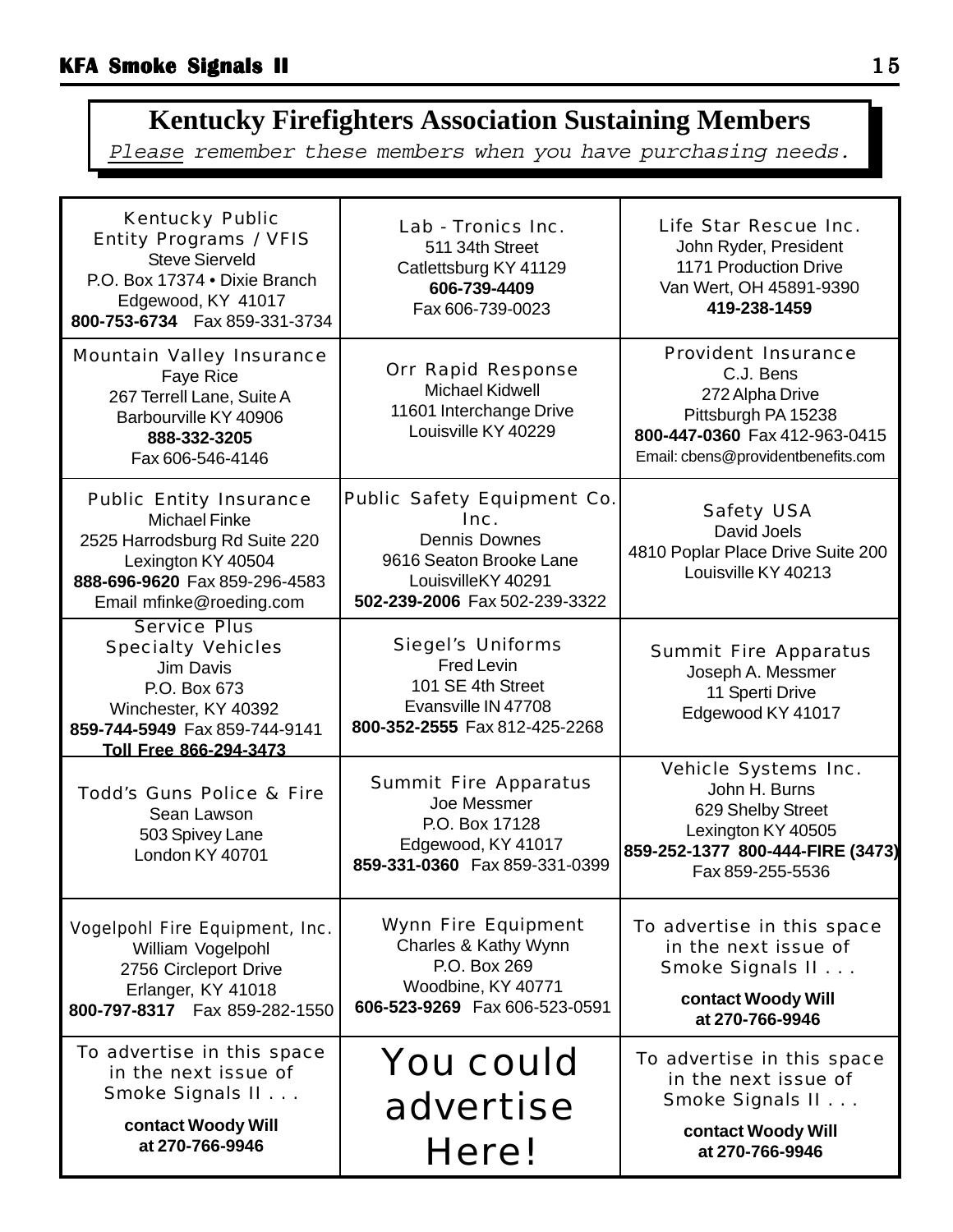## Kentucky Firefighters Association Sustaining Members

*Please remember these members when you have purchasing needs.*

| | | |
|---|---|---|
| Kentucky Public Entity Programs / VFIS<br>Steve Sierveld<br>P.O. Box 17374 • Dixie Branch<br>Edgewood, KY 41017<br>**800-753-6734** Fax 859-331-3734 | Lab - Tronics Inc.<br>511 34th Street<br>Catlettsburg KY 41129<br>**606-739-4409**<br>Fax 606-739-0023 | Life Star Rescue Inc.<br>John Ryder, President<br>1171 Production Drive<br>Van Wert, OH 45891-9390<br>**419-238-1459** |
| Mountain Valley Insurance<br>Faye Rice<br>267 Terrell Lane, Suite A<br>Barbourville KY 40906<br>**888-332-3205**<br>Fax 606-546-4146 | Orr Rapid Response<br>Michael Kidwell<br>11601 Interchange Drive<br>Louisville KY 40229 | Provident Insurance<br>C.J. Bens<br>272 Alpha Drive<br>Pittsburgh PA 15238<br>**800-447-0360** Fax 412-963-0415<br>Email: cbens@providentbenefits.com |
| Public Entity Insurance<br>Michael Finke<br>2525 Harrodsburg Rd Suite 220<br>Lexington KY 40504<br>**888-696-9620** Fax 859-296-4583<br>Email mfinke@roeding.com | Public Safety Equipment Co. Inc.<br>Dennis Downes<br>9616 Seaton Brooke Lane<br>LouisvilleKY 40291<br>**502-239-2006** Fax 502-239-3322 | Safety USA<br>David Joels<br>4810 Poplar Place Drive Suite 200<br>Louisville KY 40213 |
| Service Plus Specialty Vehicles<br>Jim Davis<br>P.O. Box 673<br>Winchester, KY 40392<br>**859-744-5949** Fax 859-744-9141<br>**Toll Free 866-294-3473** | Siegel's Uniforms<br>Fred Levin<br>101 SE 4th Street<br>Evansville IN 47708<br>**800-352-2555** Fax 812-425-2268 | Summit Fire Apparatus<br>Joseph A. Messmer<br>11 Sperti Drive<br>Edgewood KY 41017 |
| Todd's Guns Police & Fire<br>Sean Lawson<br>503 Spivey Lane<br>London KY 40701 | Summit Fire Apparatus<br>Joe Messmer<br>P.O. Box 17128<br>Edgewood, KY 41017<br>**859-331-0360** Fax 859-331-0399 | Vehicle Systems Inc.<br>John H. Burns<br>629 Shelby Street<br>Lexington KY 40505<br>**859-252-1377 800-444-FIRE (3473)**<br>Fax 859-255-5536 |
| Vogelpohl Fire Equipment, Inc.<br>William Vogelpohl<br>2756 Circleport Drive<br>Erlanger, KY 41018<br>**800-797-8317** Fax 859-282-1550 | Wynn Fire Equipment<br>Charles & Kathy Wynn<br>P.O. Box 269<br>Woodbine, KY 40771<br>**606-523-9269** Fax 606-523-0591 | To advertise in this space in the next issue of Smoke Signals II . . .<br>**contact Woody Will at 270-766-9946** |
| To advertise in this space in the next issue of Smoke Signals II . . .<br>**contact Woody Will at 270-766-9946** | You could advertise Here! | To advertise in this space in the next issue of Smoke Signals II . . .<br>**contact Woody Will at 270-766-9946** |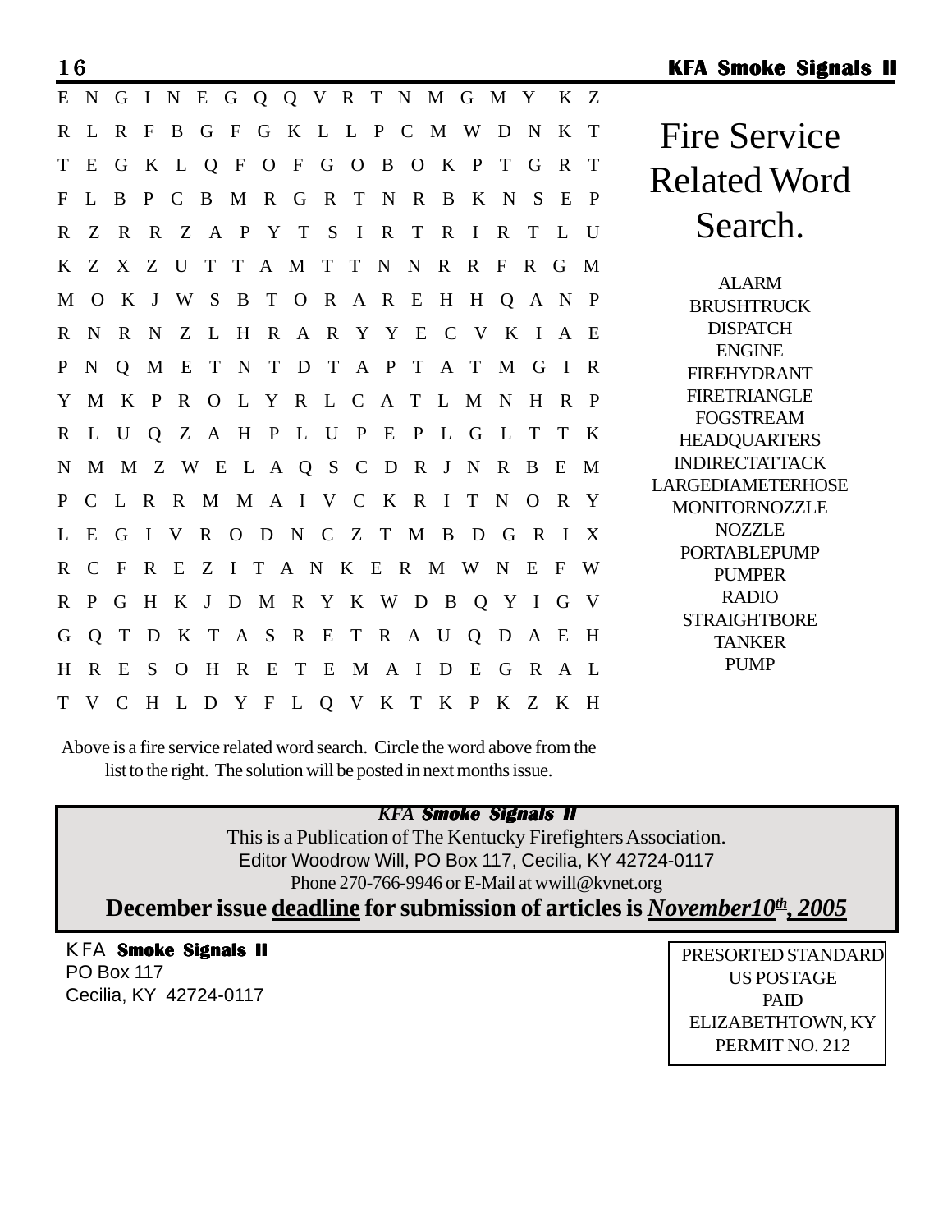| | | | | | | | | | | | | | | | | | | |
|---|---|---|---|---|---|---|---|---|---|---|---|---|---|---|---|---|---|---|
| E | N | G | I | N | E | G | Q | Q | V | R | T | N | M | G | M | Y | K | Z |
| R | L | R | F | B | G | F | G | K | L | L | P | C | M | W | D | N | K | T |
| T | E | G | K | L | Q | F | O | F | G | O | B | O | K | P | T | G | R | T |
| F | L | B | P | C | B | M | R | G | R | T | N | R | B | K | N | S | E | P |
| R | Z | R | R | Z | A | P | Y | T | S | I | R | T | R | I | R | T | L | U |
| K | Z | X | Z | U | T | T | A | M | T | T | N | N | R | R | F | R | G | M |
| M | O | K | J | W | S | B | T | O | R | A | R | E | H | H | Q | A | N | P |
| R | N | R | N | Z | L | H | R | A | R | Y | Y | E | C | V | K | I | A | E |
| P | N | Q | M | E | T | N | T | D | T | A | P | T | A | T | M | G | I | R |
| Y | M | K | P | R | O | L | Y | R | L | C | A | T | L | M | N | H | R | P |
| R | L | U | Q | Z | A | H | P | L | U | P | E | P | L | G | L | T | T | K |
| N | M | M | Z | W | E | L | A | Q | S | C | D | R | J | N | R | B | E | M |
| P | C | L | R | R | M | M | A | I | V | C | K | R | I | T | N | O | R | Y |
| L | E | G | I | V | R | O | D | N | C | Z | T | M | B | D | G | R | I | X |
| R | C | F | R | E | Z | I | T | A | N | K | E | R | M | W | N | E | F | W |
| R | P | G | H | K | J | D | M | R | Y | K | W | D | B | Q | Y | I | G | V |
| G | Q | T | D | K | T | A | S | R | E | T | R | A | U | Q | D | A | E | H |
| H | R | E | S | O | H | R | E | T | E | M | A | I | D | E | G | R | A | L |
| T | V | C | H | L | D | Y | F | L | Q | V | K | T | K | P | K | Z | K | H |

Above is a fire service related word search. Circle the word above from the list to the right. The solution will be posted in next months issue.

# Fire Service Related Word Search.

ALARM
BRUSHTRUCK
DISPATCH
ENGINE
FIREHYDRANT
FIRETRIANGLE
FOGSTREAM
HEADQUARTERS
INDIRECTATTACK
LARGEDIAMETERHOSE
MONITORNOZZLE
NOZZLE
PORTABLEPUMP
PUMPER
RADIO
STRAIGHTBORE
TANKER
PUMP

---

***KFA Smoke Signals II***

This is a Publication of The Kentucky Firefighters Association.
Editor Woodrow Will, PO Box 117, Cecilia, KY 42724-0117
Phone 270-766-9946 or E-Mail at wwill@kvnet.org

**December issue deadline for submission of articles is *November10th, 2005***

---

KFA **Smoke Signals II**
PO Box 117
Cecilia, KY 42724-0117

PRESORTED STANDARD
US POSTAGE
PAID
ELIZABETHTOWN, KY
PERMIT NO. 212